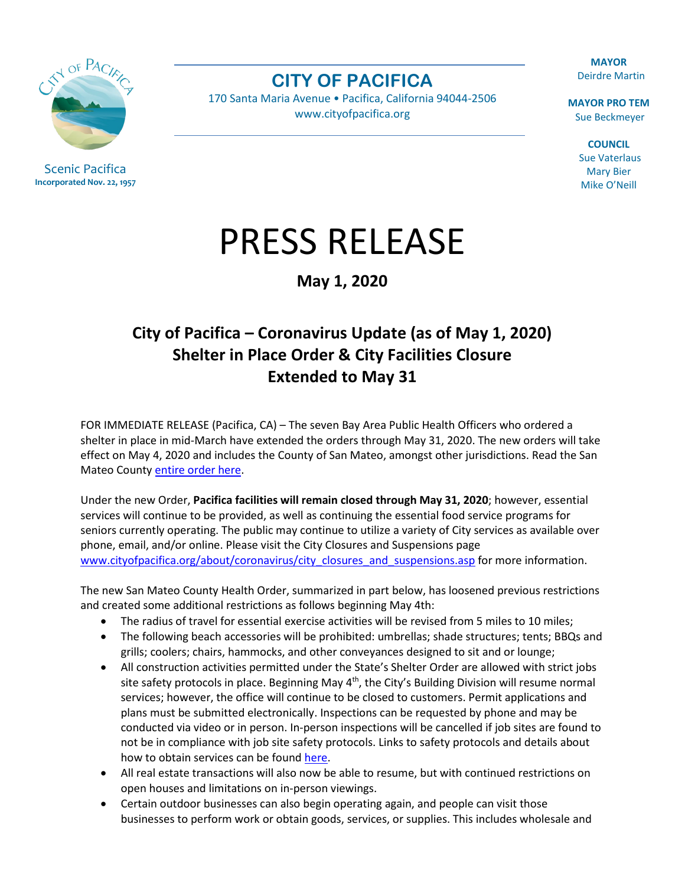Scenic Pacifica
**Incorporated Nov. 22, 1957**

# CITY OF PACIFICA

170 Santa Maria Avenue • Pacifica, California 94044-2506
www.cityofpacifica.org

**MAYOR**
Deirdre Martin

**MAYOR PRO TEM**
Sue Beckmeyer

**COUNCIL**
Sue Vaterlaus
Mary Bier
Mike O'Neill

# PRESS RELEASE

**May 1, 2020**

## City of Pacifica – Coronavirus Update (as of May 1, 2020) Shelter in Place Order & City Facilities Closure Extended to May 31

FOR IMMEDIATE RELEASE (Pacifica, CA) – The seven Bay Area Public Health Officers who ordered a shelter in place in mid-March have extended the orders through May 31, 2020. The new orders will take effect on May 4, 2020 and includes the County of San Mateo, amongst other jurisdictions. Read the San Mateo County entire order here.

Under the new Order, **Pacifica facilities will remain closed through May 31, 2020**; however, essential services will continue to be provided, as well as continuing the essential food service programs for seniors currently operating. The public may continue to utilize a variety of City services as available over phone, email, and/or online. Please visit the City Closures and Suspensions page www.cityofpacifica.org/about/coronavirus/city_closures_and_suspensions.asp for more information.

The new San Mateo County Health Order, summarized in part below, has loosened previous restrictions and created some additional restrictions as follows beginning May 4th:

- The radius of travel for essential exercise activities will be revised from 5 miles to 10 miles;
- The following beach accessories will be prohibited: umbrellas; shade structures; tents; BBQs and grills; coolers; chairs, hammocks, and other conveyances designed to sit and or lounge;
- All construction activities permitted under the State's Shelter Order are allowed with strict jobs site safety protocols in place. Beginning May 4th, the City's Building Division will resume normal services; however, the office will continue to be closed to customers. Permit applications and plans must be submitted electronically. Inspections can be requested by phone and may be conducted via video or in person. In-person inspections will be cancelled if job sites are found to not be in compliance with job site safety protocols. Links to safety protocols and details about how to obtain services can be found here.
- All real estate transactions will also now be able to resume, but with continued restrictions on open houses and limitations on in-person viewings.
- Certain outdoor businesses can also begin operating again, and people can visit those businesses to perform work or obtain goods, services, or supplies. This includes wholesale and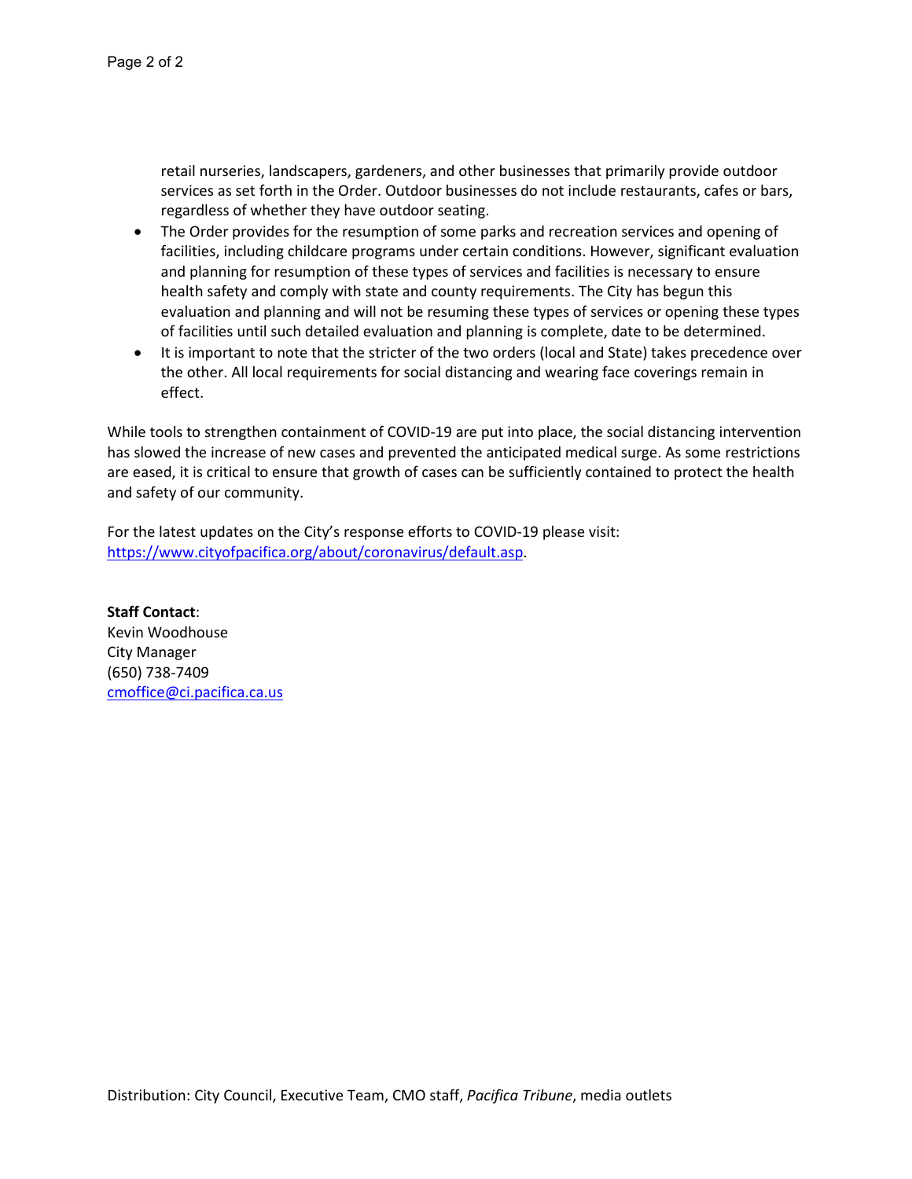retail nurseries, landscapers, gardeners, and other businesses that primarily provide outdoor services as set forth in the Order. Outdoor businesses do not include restaurants, cafes or bars, regardless of whether they have outdoor seating.

- The Order provides for the resumption of some parks and recreation services and opening of facilities, including childcare programs under certain conditions. However, significant evaluation and planning for resumption of these types of services and facilities is necessary to ensure health safety and comply with state and county requirements. The City has begun this evaluation and planning and will not be resuming these types of services or opening these types of facilities until such detailed evaluation and planning is complete, date to be determined.
- It is important to note that the stricter of the two orders (local and State) takes precedence over the other. All local requirements for social distancing and wearing face coverings remain in effect.

While tools to strengthen containment of COVID-19 are put into place, the social distancing intervention has slowed the increase of new cases and prevented the anticipated medical surge. As some restrictions are eased, it is critical to ensure that growth of cases can be sufficiently contained to protect the health and safety of our community.

For the latest updates on the City's response efforts to COVID-19 please visit: https://www.cityofpacifica.org/about/coronavirus/default.asp.

**Staff Contact**:
Kevin Woodhouse
City Manager
(650) 738-7409
cmoffice@ci.pacifica.ca.us

Distribution: City Council, Executive Team, CMO staff, *Pacifica Tribune*, media outlets